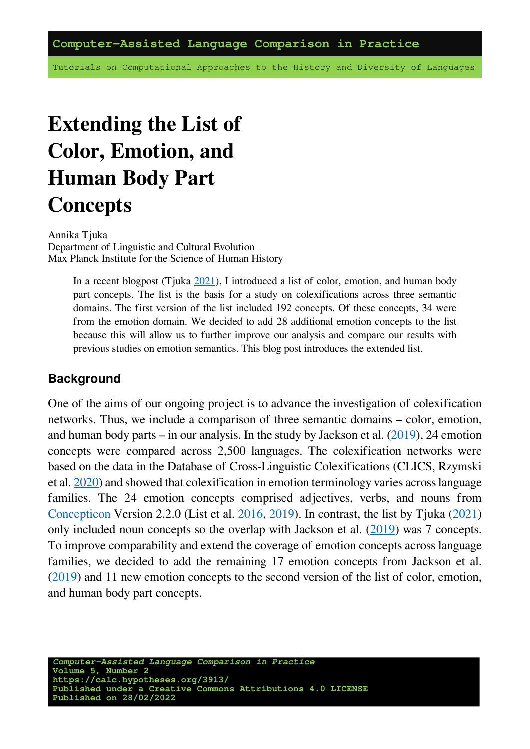# Extending the List of Color, Emotion, and Human Body Part Concepts

Annika Tjuka
Department of Linguistic and Cultural Evolution
Max Planck Institute for the Science of Human History

In a recent blogpost (Tjuka 2021), I introduced a list of color, emotion, and human body part concepts. The list is the basis for a study on colexifications across three semantic domains. The first version of the list included 192 concepts. Of these concepts, 34 were from the emotion domain. We decided to add 28 additional emotion concepts to the list because this will allow us to further improve our analysis and compare our results with previous studies on emotion semantics. This blog post introduces the extended list.

## Background

One of the aims of our ongoing project is to advance the investigation of colexification networks. Thus, we include a comparison of three semantic domains – color, emotion, and human body parts – in our analysis. In the study by Jackson et al. (2019), 24 emotion concepts were compared across 2,500 languages. The colexification networks were based on the data in the Database of Cross-Linguistic Colexifications (CLICS, Rzymski et al. 2020) and showed that colexification in emotion terminology varies across language families. The 24 emotion concepts comprised adjectives, verbs, and nouns from Concepticon Version 2.2.0 (List et al. 2016, 2019). In contrast, the list by Tjuka (2021) only included noun concepts so the overlap with Jackson et al. (2019) was 7 concepts. To improve comparability and extend the coverage of emotion concepts across language families, we decided to add the remaining 17 emotion concepts from Jackson et al. (2019) and 11 new emotion concepts to the second version of the list of color, emotion, and human body part concepts.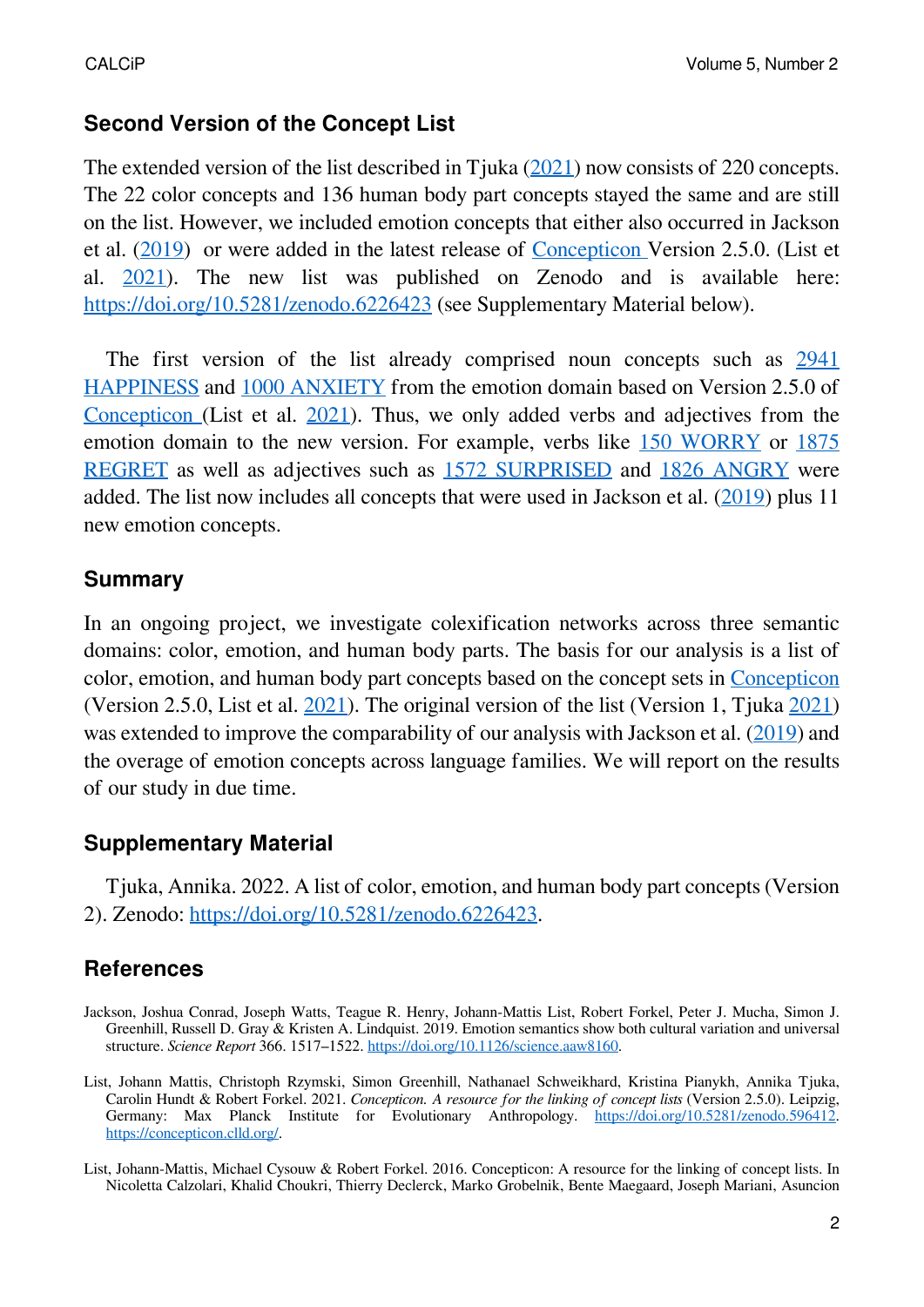## Second Version of the Concept List

The extended version of the list described in Tjuka (2021) now consists of 220 concepts. The 22 color concepts and 136 human body part concepts stayed the same and are still on the list. However, we included emotion concepts that either also occurred in Jackson et al. (2019) or were added in the latest release of Concepticon Version 2.5.0. (List et al. 2021). The new list was published on Zenodo and is available here: https://doi.org/10.5281/zenodo.6226423 (see Supplementary Material below).

The first version of the list already comprised noun concepts such as 2941 HAPPINESS and 1000 ANXIETY from the emotion domain based on Version 2.5.0 of Concepticon (List et al. 2021). Thus, we only added verbs and adjectives from the emotion domain to the new version. For example, verbs like 150 WORRY or 1875 REGRET as well as adjectives such as 1572 SURPRISED and 1826 ANGRY were added. The list now includes all concepts that were used in Jackson et al. (2019) plus 11 new emotion concepts.

## Summary

In an ongoing project, we investigate colexification networks across three semantic domains: color, emotion, and human body parts. The basis for our analysis is a list of color, emotion, and human body part concepts based on the concept sets in Concepticon (Version 2.5.0, List et al. 2021). The original version of the list (Version 1, Tjuka 2021) was extended to improve the comparability of our analysis with Jackson et al. (2019) and the overage of emotion concepts across language families. We will report on the results of our study in due time.

## Supplementary Material

Tjuka, Annika. 2022. A list of color, emotion, and human body part concepts (Version 2). Zenodo: https://doi.org/10.5281/zenodo.6226423.

## References

Jackson, Joshua Conrad, Joseph Watts, Teague R. Henry, Johann-Mattis List, Robert Forkel, Peter J. Mucha, Simon J. Greenhill, Russell D. Gray & Kristen A. Lindquist. 2019. Emotion semantics show both cultural variation and universal structure. *Science Report* 366. 1517–1522. https://doi.org/10.1126/science.aaw8160.

List, Johann Mattis, Christoph Rzymski, Simon Greenhill, Nathanael Schweikhard, Kristina Pianykh, Annika Tjuka, Carolin Hundt & Robert Forkel. 2021. *Concepticon. A resource for the linking of concept lists* (Version 2.5.0). Leipzig, Germany: Max Planck Institute for Evolutionary Anthropology. https://doi.org/10.5281/zenodo.596412. https://concepticon.clld.org/.

List, Johann-Mattis, Michael Cysouw & Robert Forkel. 2016. Concepticon: A resource for the linking of concept lists. In Nicoletta Calzolari, Khalid Choukri, Thierry Declerck, Marko Grobelnik, Bente Maegaard, Joseph Mariani, Asuncion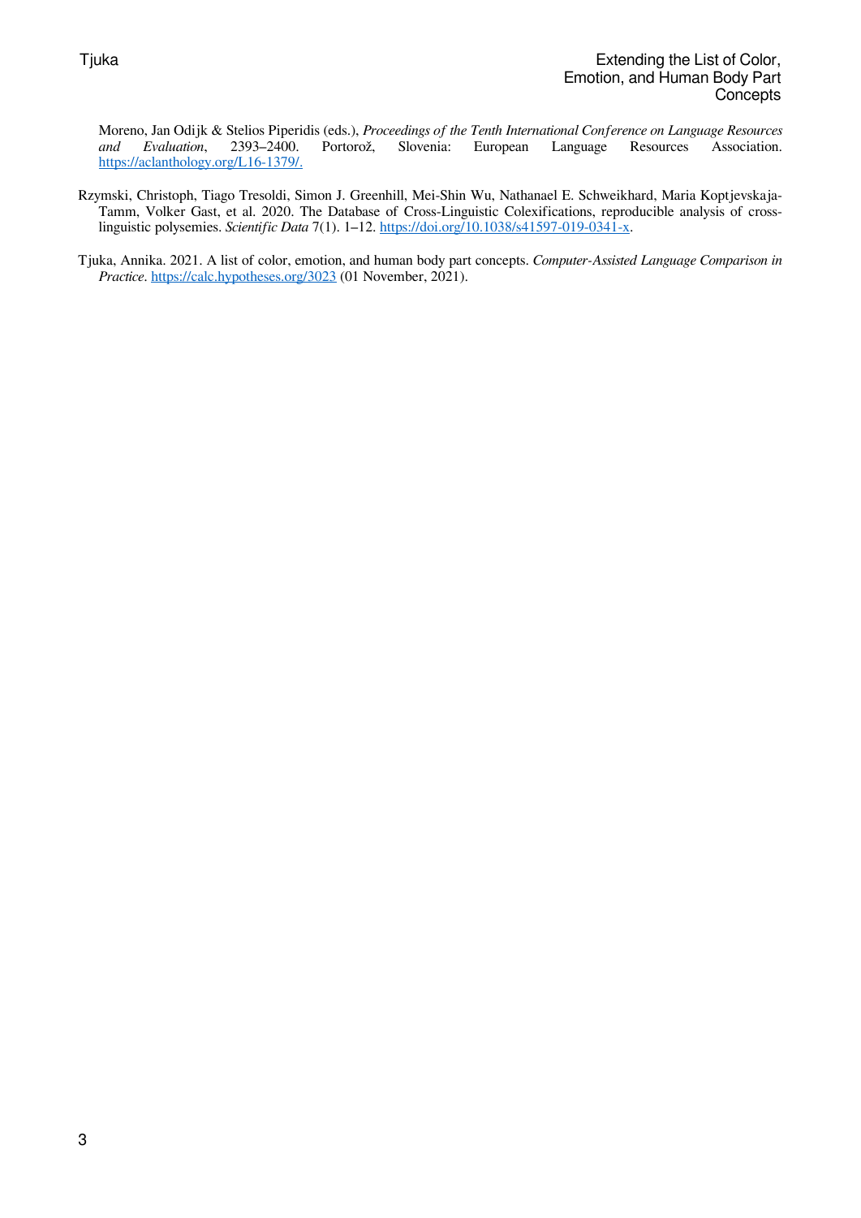Moreno, Jan Odijk & Stelios Piperidis (eds.), *Proceedings of the Tenth International Conference on Language Resources and Evaluation*, 2393–2400. Portorož, Slovenia: European Language Resources Association. https://aclanthology.org/L16-1379/.

Rzymski, Christoph, Tiago Tresoldi, Simon J. Greenhill, Mei-Shin Wu, Nathanael E. Schweikhard, Maria Koptjevskaja-Tamm, Volker Gast, et al. 2020. The Database of Cross-Linguistic Colexifications, reproducible analysis of cross-linguistic polysemies. *Scientific Data* 7(1). 1–12. https://doi.org/10.1038/s41597-019-0341-x.

Tjuka, Annika. 2021. A list of color, emotion, and human body part concepts. *Computer-Assisted Language Comparison in Practice*. https://calc.hypotheses.org/3023 (01 November, 2021).